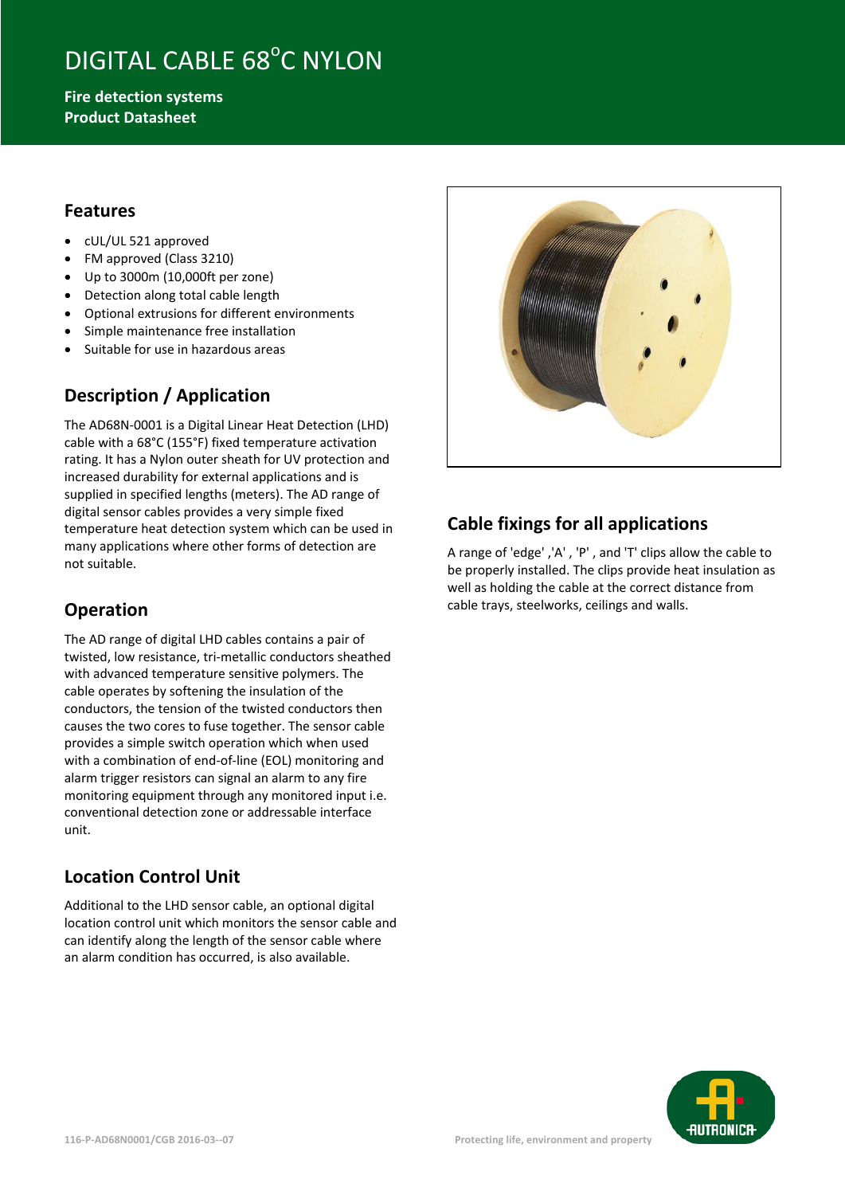# DIGITAL CABLE 68°C NYLON

**Fire detection systems**
**Product Datasheet**

## Features

- cUL/UL 521 approved
- FM approved (Class 3210)
- Up to 3000m (10,000ft per zone)
- Detection along total cable length
- Optional extrusions for different environments
- Simple maintenance free installation
- Suitable for use in hazardous areas

## Description / Application

The AD68N-0001 is a Digital Linear Heat Detection (LHD) cable with a 68°C (155°F) fixed temperature activation rating. It has a Nylon outer sheath for UV protection and increased durability for external applications and is supplied in specified lengths (meters). The AD range of digital sensor cables provides a very simple fixed temperature heat detection system which can be used in many applications where other forms of detection are not suitable.

## Operation

The AD range of digital LHD cables contains a pair of twisted, low resistance, tri-metallic conductors sheathed with advanced temperature sensitive polymers. The cable operates by softening the insulation of the conductors, the tension of the twisted conductors then causes the two cores to fuse together. The sensor cable provides a simple switch operation which when used with a combination of end-of-line (EOL) monitoring and alarm trigger resistors can signal an alarm to any fire monitoring equipment through any monitored input i.e. conventional detection zone or addressable interface unit.

## Location Control Unit

Additional to the LHD sensor cable, an optional digital location control unit which monitors the sensor cable and can identify along the length of the sensor cable where an alarm condition has occurred, is also available.

## Cable fixings for all applications

A range of 'edge' ,'A' , 'P' , and 'T' clips allow the cable to be properly installed. The clips provide heat insulation as well as holding the cable at the correct distance from cable trays, steelworks, ceilings and walls.

116-P-AD68N0001/CGB 2016-03--07

Protecting life, environment and property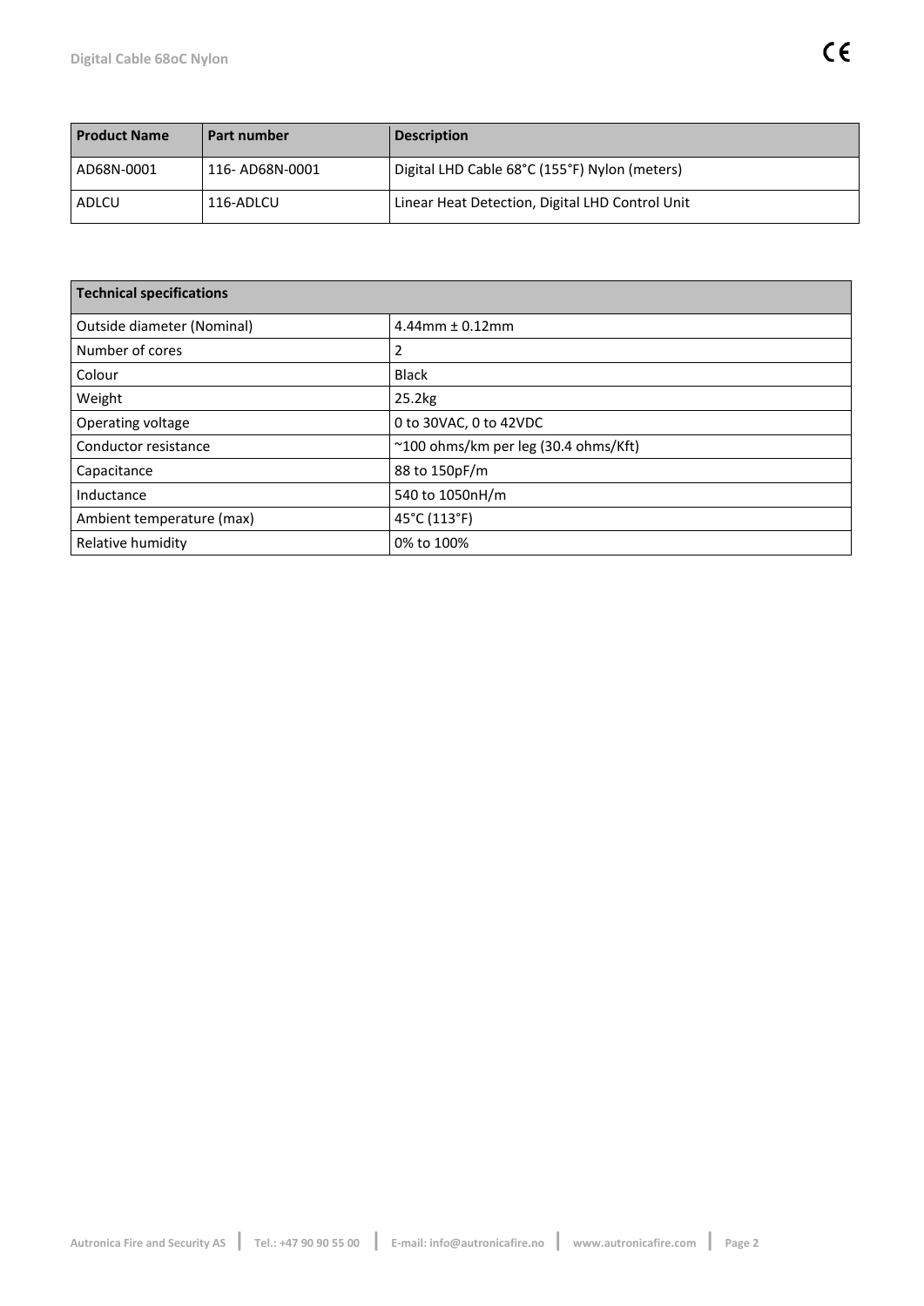| Product Name | Part number | Description |
|---|---|---|
| AD68N-0001 | 116- AD68N-0001 | Digital LHD Cable 68°C (155°F) Nylon (meters) |
| ADLCU | 116-ADLCU | Linear Heat Detection, Digital LHD Control Unit |

| Technical specifications | |
|---|---|
| Outside diameter (Nominal) | 4.44mm ± 0.12mm |
| Number of cores | 2 |
| Colour | Black |
| Weight | 25.2kg |
| Operating voltage | 0 to 30VAC, 0 to 42VDC |
| Conductor resistance | ~100 ohms/km per leg (30.4 ohms/Kft) |
| Capacitance | 88 to 150pF/m |
| Inductance | 540 to 1050nH/m |
| Ambient temperature (max) | 45°C (113°F) |
| Relative humidity | 0% to 100% |